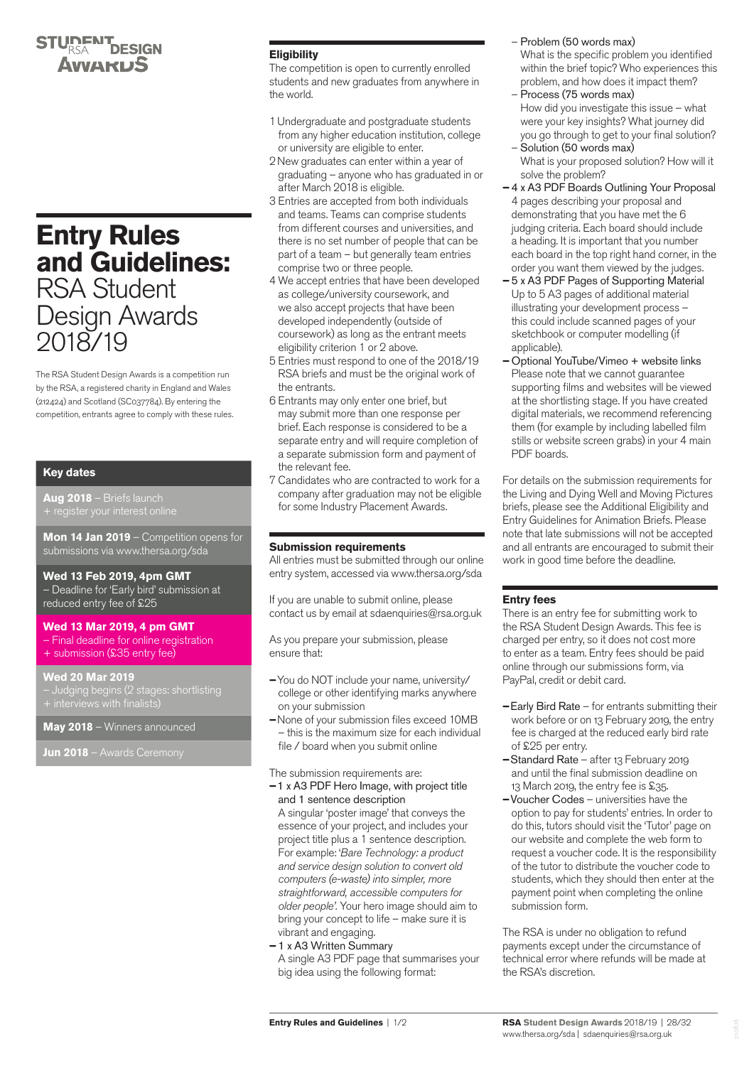STUDENT DESIGN AWARDS RSA

# Entry Rules and Guidelines: RSA Student Design Awards 2018/19

The RSA Student Design Awards is a competition run by the RSA, a registered charity in England and Wales (212424) and Scotland (SC037784). By entering the competition, entrants agree to comply with these rules.

## Key dates

**Aug 2018** – Briefs launch + register your interest online

**Mon 14 Jan 2019** – Competition opens for submissions via www.thersa.org/sda

**Wed 13 Feb 2019, 4pm GMT** – Deadline for 'Early bird' submission at reduced entry fee of £25

**Wed 13 Mar 2019, 4 pm GMT** – Final deadline for online registration + submission (£35 entry fee)

**Wed 20 Mar 2019** – Judging begins (2 stages: shortlisting + interviews with finalists)

**May 2018** – Winners announced

**Jun 2018** – Awards Ceremony

## Eligibility

The competition is open to currently enrolled students and new graduates from anywhere in the world.

1. Undergraduate and postgraduate students from any higher education institution, college or university are eligible to enter.
2. New graduates can enter within a year of graduating – anyone who has graduated in or after March 2018 is eligible.
3. Entries are accepted from both individuals and teams. Teams can comprise students from different courses and universities, and there is no set number of people that can be part of a team – but generally team entries comprise two or three people.
4. We accept entries that have been developed as college/university coursework, and we also accept projects that have been developed independently (outside of coursework) as long as the entrant meets eligibility criterion 1 or 2 above.
5. Entries must respond to one of the 2018/19 RSA briefs and must be the original work of the entrants.
6. Entrants may only enter one brief, but may submit more than one response per brief. Each response is considered to be a separate entry and will require completion of a separate submission form and payment of the relevant fee.
7. Candidates who are contracted to work for a company after graduation may not be eligible for some Industry Placement Awards.

## Submission requirements

All entries must be submitted through our online entry system, accessed via www.thersa.org/sda

If you are unable to submit online, please contact us by email at sdaenquiries@rsa.org.uk

As you prepare your submission, please ensure that:

- You do NOT include your name, university/ college or other identifying marks anywhere on your submission
- None of your submission files exceed 10MB – this is the maximum size for each individual file / board when you submit online

The submission requirements are:

- 1 x A3 PDF Hero Image, with project title and 1 sentence description
  A singular 'poster image' that conveys the essence of your project, and includes your project title plus a 1 sentence description. For example: '*Bare Technology: a product and service design solution to convert old computers (e-waste) into simpler, more straightforward, accessible computers for older people'.* Your hero image should aim to bring your concept to life – make sure it is vibrant and engaging.
- 1 x A3 Written Summary
  A single A3 PDF page that summarises your big idea using the following format:
  - Problem (50 words max)
    What is the specific problem you identified within the brief topic? Who experiences this problem, and how does it impact them?
  - Process (75 words max)
    How did you investigate this issue – what were your key insights? What journey did you go through to get to your final solution?
  - Solution (50 words max)
    What is your proposed solution? How will it solve the problem?
- 4 x A3 PDF Boards Outlining Your Proposal
  4 pages describing your proposal and demonstrating that you have met the 6 judging criteria. Each board should include a heading. It is important that you number each board in the top right hand corner, in the order you want them viewed by the judges.
- 5 x A3 PDF Pages of Supporting Material
  Up to 5 A3 pages of additional material illustrating your development process – this could include scanned pages of your sketchbook or computer modelling (if applicable).
- Optional YouTube/Vimeo + website links
  Please note that we cannot guarantee supporting films and websites will be viewed at the shortlisting stage. If you have created digital materials, we recommend referencing them (for example by including labelled film stills or website screen grabs) in your 4 main PDF boards.

For details on the submission requirements for the Living and Dying Well and Moving Pictures briefs, please see the Additional Eligibility and Entry Guidelines for Animation Briefs. Please note that late submissions will not be accepted and all entrants are encouraged to submit their work in good time before the deadline.

## Entry fees

There is an entry fee for submitting work to the RSA Student Design Awards. This fee is charged per entry, so it does not cost more to enter as a team. Entry fees should be paid online through our submissions form, via PayPal, credit or debit card.

- Early Bird Rate – for entrants submitting their work before or on 13 February 2019, the entry fee is charged at the reduced early bird rate of £25 per entry.
- Standard Rate – after 13 February 2019 and until the final submission deadline on 13 March 2019, the entry fee is £35.
- Voucher Codes – universities have the option to pay for students' entries. In order to do this, tutors should visit the 'Tutor' page on our website and complete the web form to request a voucher code. It is the responsibility of the tutor to distribute the voucher code to students, which they should then enter at the payment point when completing the online submission form.

The RSA is under no obligation to refund payments except under the circumstance of technical error where refunds will be made at the RSA's discretion.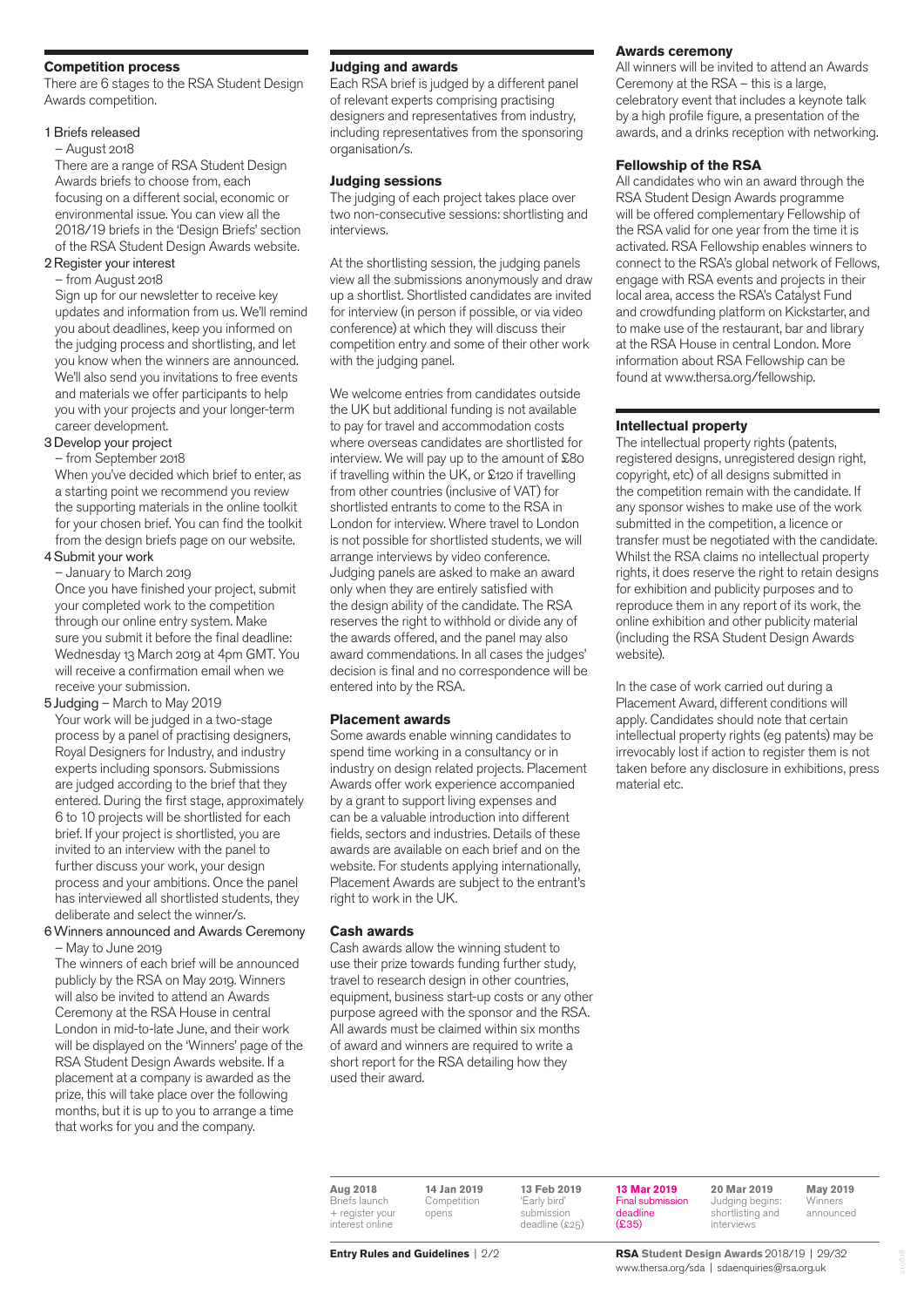## Competition process

There are 6 stages to the RSA Student Design Awards competition.

1 Briefs released
– August 2018
There are a range of RSA Student Design Awards briefs to choose from, each focusing on a different social, economic or environmental issue. You can view all the 2018/19 briefs in the 'Design Briefs' section of the RSA Student Design Awards website.

2 Register your interest
– from August 2018
Sign up for our newsletter to receive key updates and information from us. We'll remind you about deadlines, keep you informed on the judging process and shortlisting, and let you know when the winners are announced. We'll also send you invitations to free events and materials we offer participants to help you with your projects and your longer-term career development.

3 Develop your project
– from September 2018
When you've decided which brief to enter, as a starting point we recommend you review the supporting materials in the online toolkit for your chosen brief. You can find the toolkit from the design briefs page on our website.

4 Submit your work
– January to March 2019
Once you have finished your project, submit your completed work to the competition through our online entry system. Make sure you submit it before the final deadline: Wednesday 13 March 2019 at 4pm GMT. You will receive a confirmation email when we receive your submission.

5 Judging – March to May 2019
Your work will be judged in a two-stage process by a panel of practising designers, Royal Designers for Industry, and industry experts including sponsors. Submissions are judged according to the brief that they entered. During the first stage, approximately 6 to 10 projects will be shortlisted for each brief. If your project is shortlisted, you are invited to an interview with the panel to further discuss your work, your design process and your ambitions. Once the panel has interviewed all shortlisted students, they deliberate and select the winner/s.

6 Winners announced and Awards Ceremony
– May to June 2019
The winners of each brief will be announced publicly by the RSA on May 2019. Winners will also be invited to attend an Awards Ceremony at the RSA House in central London in mid-to-late June, and their work will be displayed on the 'Winners' page of the RSA Student Design Awards website. If a placement at a company is awarded as the prize, this will take place over the following months, but it is up to you to arrange a time that works for you and the company.

## Judging and awards

Each RSA brief is judged by a different panel of relevant experts comprising practising designers and representatives from industry, including representatives from the sponsoring organisation/s.

### Judging sessions

The judging of each project takes place over two non-consecutive sessions: shortlisting and interviews.

At the shortlisting session, the judging panels view all the submissions anonymously and draw up a shortlist. Shortlisted candidates are invited for interview (in person if possible, or via video conference) at which they will discuss their competition entry and some of their other work with the judging panel.

We welcome entries from candidates outside the UK but additional funding is not available to pay for travel and accommodation costs where overseas candidates are shortlisted for interview. We will pay up to the amount of £80 if travelling within the UK, or £120 if travelling from other countries (inclusive of VAT) for shortlisted entrants to come to the RSA in London for interview. Where travel to London is not possible for shortlisted students, we will arrange interviews by video conference. Judging panels are asked to make an award only when they are entirely satisfied with the design ability of the candidate. The RSA reserves the right to withhold or divide any of the awards offered, and the panel may also award commendations. In all cases the judges' decision is final and no correspondence will be entered into by the RSA.

### Placement awards

Some awards enable winning candidates to spend time working in a consultancy or in industry on design related projects. Placement Awards offer work experience accompanied by a grant to support living expenses and can be a valuable introduction into different fields, sectors and industries. Details of these awards are available on each brief and on the website. For students applying internationally, Placement Awards are subject to the entrant's right to work in the UK.

### Cash awards

Cash awards allow the winning student to use their prize towards funding further study, travel to research design in other countries, equipment, business start-up costs or any other purpose agreed with the sponsor and the RSA. All awards must be claimed within six months of award and winners are required to write a short report for the RSA detailing how they used their award.

### Awards ceremony

All winners will be invited to attend an Awards Ceremony at the RSA – this is a large, celebratory event that includes a keynote talk by a high profile figure, a presentation of the awards, and a drinks reception with networking.

### Fellowship of the RSA

All candidates who win an award through the RSA Student Design Awards programme will be offered complementary Fellowship of the RSA valid for one year from the time it is activated. RSA Fellowship enables winners to connect to the RSA's global network of Fellows, engage with RSA events and projects in their local area, access the RSA's Catalyst Fund and crowdfunding platform on Kickstarter, and to make use of the restaurant, bar and library at the RSA House in central London. More information about RSA Fellowship can be found at www.thersa.org/fellowship.

## Intellectual property

The intellectual property rights (patents, registered designs, unregistered design right, copyright, etc) of all designs submitted in the competition remain with the candidate. If any sponsor wishes to make use of the work submitted in the competition, a licence or transfer must be negotiated with the candidate. Whilst the RSA claims no intellectual property rights, it does reserve the right to retain designs for exhibition and publicity purposes and to reproduce them in any report of its work, the online exhibition and other publicity material (including the RSA Student Design Awards website).

In the case of work carried out during a Placement Award, different conditions will apply. Candidates should note that certain intellectual property rights (eg patents) may be irrevocably lost if action to register them is not taken before any disclosure in exhibitions, press material etc.

| Aug 2018 | 14 Jan 2019 | 13 Feb 2019 | 13 Mar 2019 | 20 Mar 2019 | May 2019 |
|---|---|---|---|---|---|
| Briefs launch + register your interest online | Competition opens | 'Early bird' submission deadline (£25) | Final submission deadline (£35) | Judging begins: shortlisting and interviews | Winners announced |